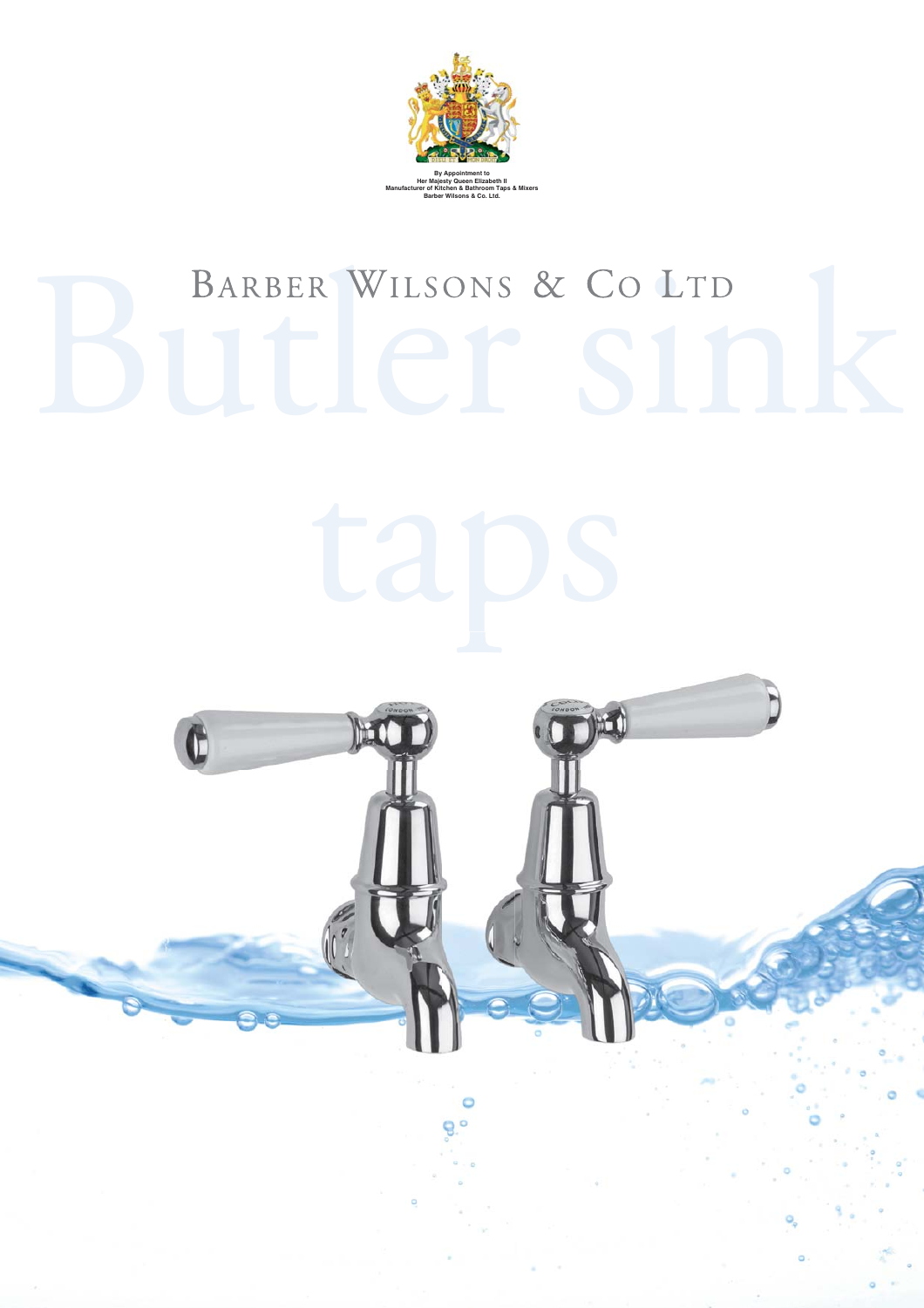By Appointment to
Her Majesty Queen Elizabeth II
Manufacturer of Kitchen & Bathroom Taps & Mixers
Barber Wilsons & Co. Ltd.

BARBER WILSONS & CO LTD

# Butler sink taps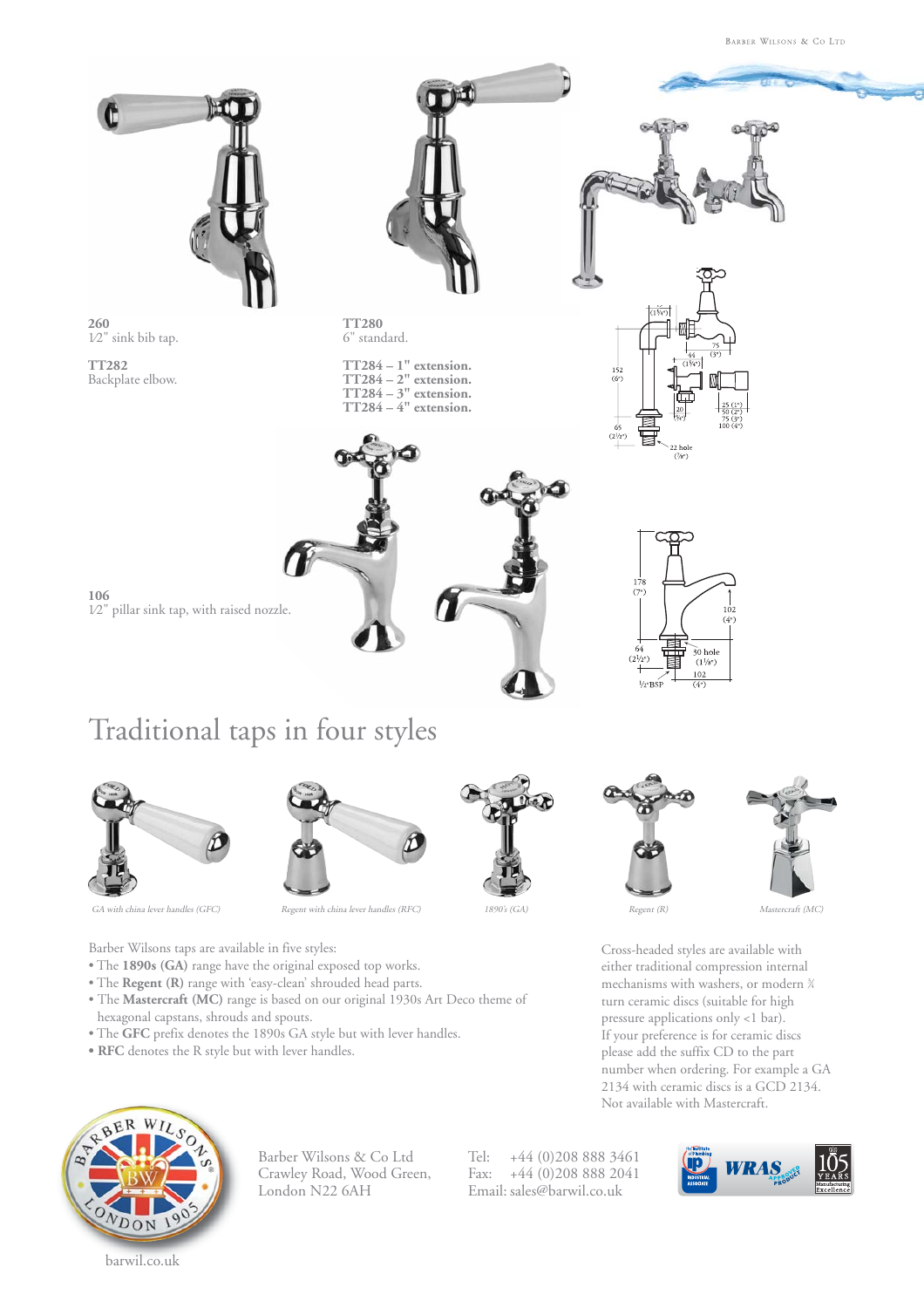**260**
1/2" sink bib tap.

**TT282**
Backplate elbow.

**TT280**
6" standard.

**TT284 – 1" extension.**
**TT284 – 2" extension.**
**TT284 – 3" extension.**
**TT284 – 4" extension.**

(1¾") 75 (3") 44 (1¾") 152 (6") 20 (¾") 25 (1") 50 (2") 75 (3") 100 (4") 65 (2½") 22 hole (⅞")

**106**
1/2" pillar sink tap, with raised nozzle.

178 (7") 102 (4") 64 (2½") 30 hole (1⅛") 102 (4") ½"BSP

# Traditional taps in four styles

*GA with china lever handles (GFC)*

*Regent with china lever handles (RFC)*

*1890's (GA)*

*Regent (R)*

*Mastercraft (MC)*

Barber Wilsons taps are available in five styles:

- The **1890s (GA)** range have the original exposed top works.
- The **Regent (R)** range with 'easy-clean' shrouded head parts.
- The **Mastercraft (MC)** range is based on our original 1930s Art Deco theme of hexagonal capstans, shrouds and spouts.
- The **GFC** prefix denotes the 1890s GA style but with lever handles.
- **RFC** denotes the R style but with lever handles.

Cross-headed styles are available with either traditional compression internal mechanisms with washers, or modern ¼ turn ceramic discs (suitable for high pressure applications only <1 bar). If your preference is for ceramic discs please add the suffix CD to the part number when ordering. For example a GA 2134 with ceramic discs is a GCD 2134. Not available with Mastercraft.

Barber Wilsons & Co Ltd
Crawley Road, Wood Green,
London N22 6AH

Tel: +44 (0)208 888 3461
Fax: +44 (0)208 888 2041
Email: sales@barwil.co.uk

barwil.co.uk